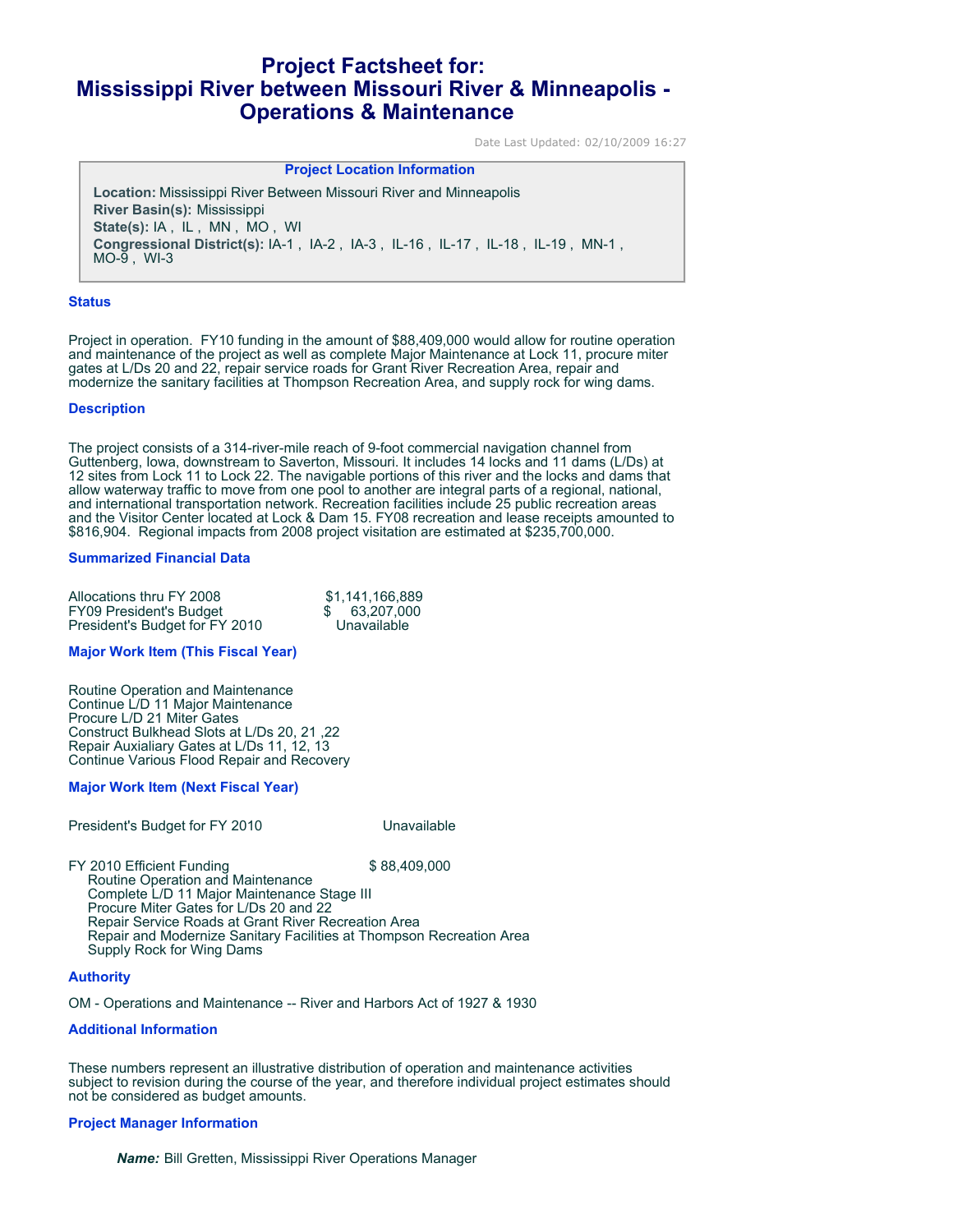# Project Factsheet for: Mississippi River between Missouri River & Minneapolis - Operations & Maintenance

Date Last Updated: 02/10/2009 16:27

### Project Location Information

**Location:** Mississippi River Between Missouri River and Minneapolis
**River Basin(s):** Mississippi
**State(s):** IA , IL , MN , MO , WI
**Congressional District(s):** IA-1 , IA-2 , IA-3 , IL-16 , IL-17 , IL-18 , IL-19 , MN-1 , MO-9 , WI-3

## Status

Project in operation. FY10 funding in the amount of $88,409,000 would allow for routine operation and maintenance of the project as well as complete Major Maintenance at Lock 11, procure miter gates at L/Ds 20 and 22, repair service roads for Grant River Recreation Area, repair and modernize the sanitary facilities at Thompson Recreation Area, and supply rock for wing dams.

## Description

The project consists of a 314-river-mile reach of 9-foot commercial navigation channel from Guttenberg, Iowa, downstream to Saverton, Missouri. It includes 14 locks and 11 dams (L/Ds) at 12 sites from Lock 11 to Lock 22. The navigable portions of this river and the locks and dams that allow waterway traffic to move from one pool to another are integral parts of a regional, national, and international transportation network. Recreation facilities include 25 public recreation areas and the Visitor Center located at Lock & Dam 15. FY08 recreation and lease receipts amounted to $816,904. Regional impacts from 2008 project visitation are estimated at $235,700,000.

## Summarized Financial Data

| | |
|---|---|
| Allocations thru FY 2008 | $1,141,166,889 |
| FY09 President's Budget | $ 63,207,000 |
| President's Budget for FY 2010 | Unavailable |

## Major Work Item (This Fiscal Year)

Routine Operation and Maintenance
Continue L/D 11 Major Maintenance
Procure L/D 21 Miter Gates
Construct Bulkhead Slots at L/Ds 20, 21 ,22
Repair Auxialiary Gates at L/Ds 11, 12, 13
Continue Various Flood Repair and Recovery

## Major Work Item (Next Fiscal Year)

President's Budget for FY 2010 Unavailable

FY 2010 Efficient Funding $ 88,409,000

- Routine Operation and Maintenance
- Complete L/D 11 Major Maintenance Stage III
- Procure Miter Gates for L/Ds 20 and 22
- Repair Service Roads at Grant River Recreation Area
- Repair and Modernize Sanitary Facilities at Thompson Recreation Area
- Supply Rock for Wing Dams

## Authority

OM - Operations and Maintenance -- River and Harbors Act of 1927 & 1930

## Additional Information

These numbers represent an illustrative distribution of operation and maintenance activities subject to revision during the course of the year, and therefore individual project estimates should not be considered as budget amounts.

## Project Manager Information

***Name:*** Bill Gretten, Mississippi River Operations Manager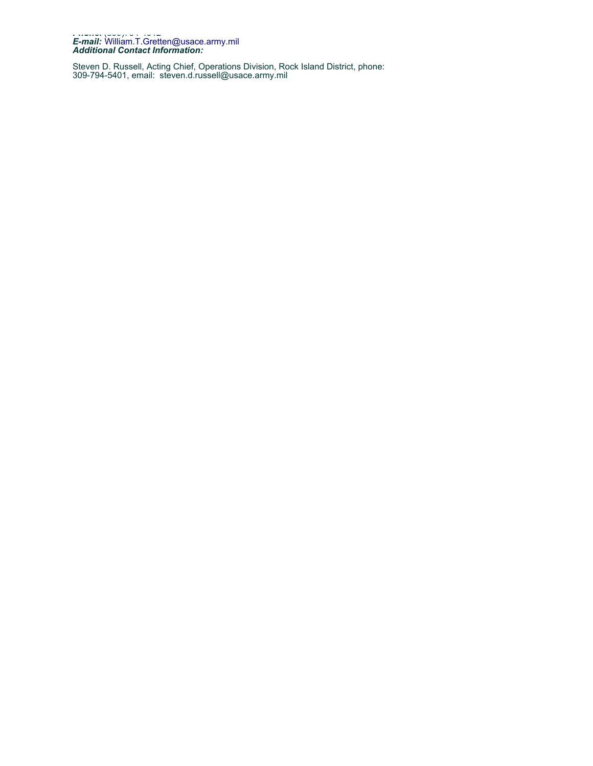***Phone:*** (309)794-4342
***E-mail:*** William.T.Gretten@usace.army.mil
***Additional Contact Information:***

Steven D. Russell, Acting Chief, Operations Division, Rock Island District, phone: 309-794-5401, email: steven.d.russell@usace.army.mil